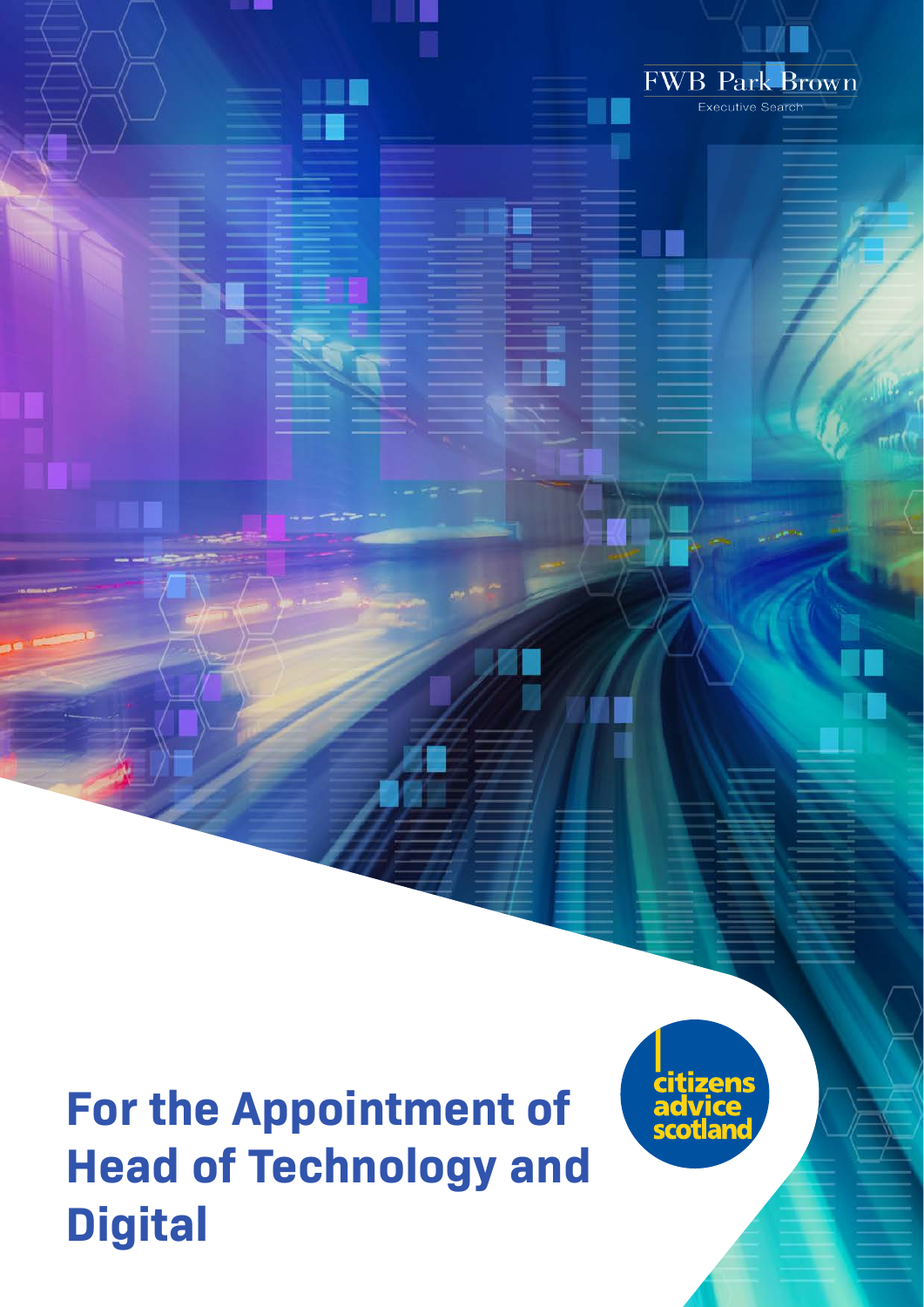FWB Park Brown

Executive Search

# For the Appointment of Head of Technology and Digital

citizens advice scotland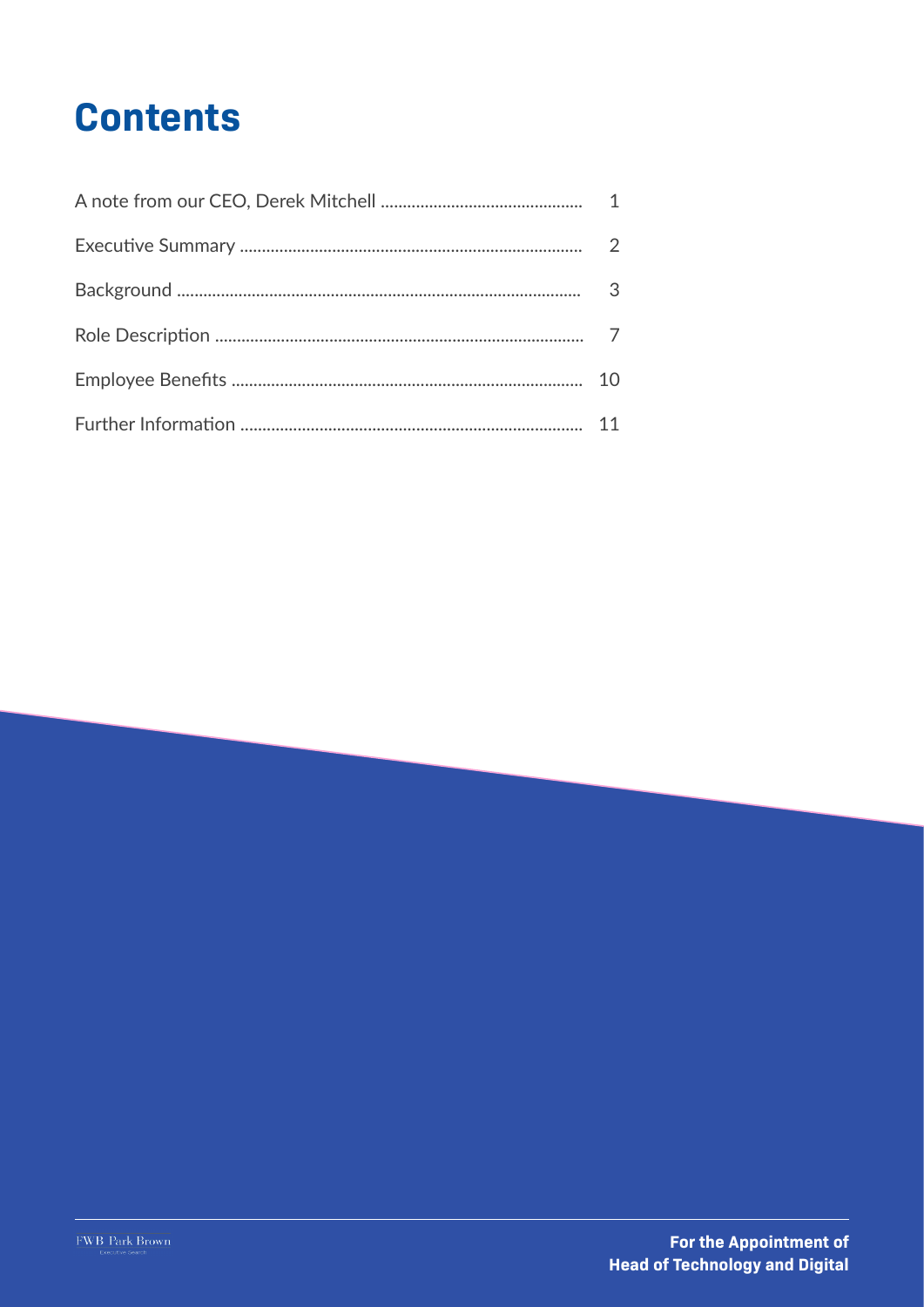# Contents

| | |
|---|---|
| A note from our CEO, Derek Mitchell | 1 |
| Executive Summary | 2 |
| Background | 3 |
| Role Description | 7 |
| Employee Benefits | 10 |
| Further Information | 11 |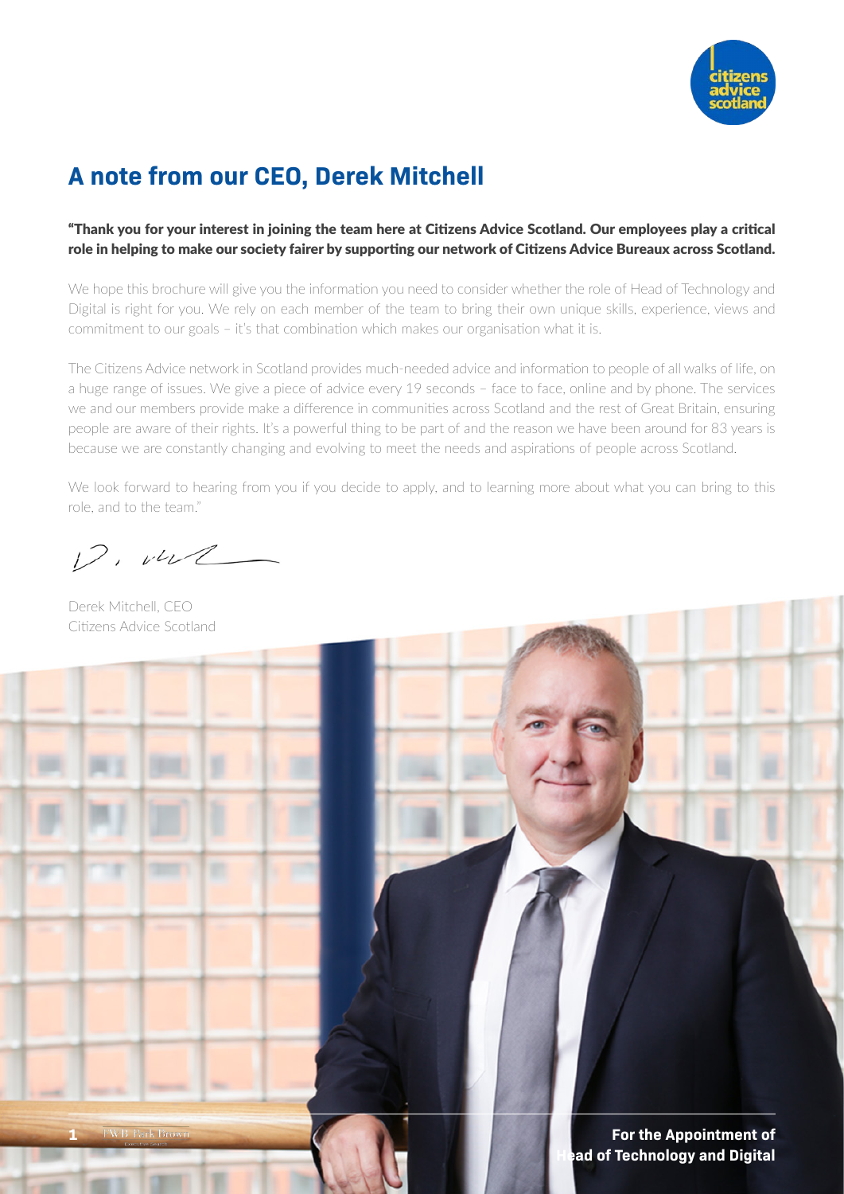# A note from our CEO, Derek Mitchell

**"Thank you for your interest in joining the team here at Citizens Advice Scotland. Our employees play a critical role in helping to make our society fairer by supporting our network of Citizens Advice Bureaux across Scotland.**

We hope this brochure will give you the information you need to consider whether the role of Head of Technology and Digital is right for you. We rely on each member of the team to bring their own unique skills, experience, views and commitment to our goals – it's that combination which makes our organisation what it is.

The Citizens Advice network in Scotland provides much-needed advice and information to people of all walks of life, on a huge range of issues. We give a piece of advice every 19 seconds – face to face, online and by phone. The services we and our members provide make a difference in communities across Scotland and the rest of Great Britain, ensuring people are aware of their rights. It's a powerful thing to be part of and the reason we have been around for 83 years is because we are constantly changing and evolving to meet the needs and aspirations of people across Scotland.

We look forward to hearing from you if you decide to apply, and to learning more about what you can bring to this role, and to the team."

Derek Mitchell, CEO
Citizens Advice Scotland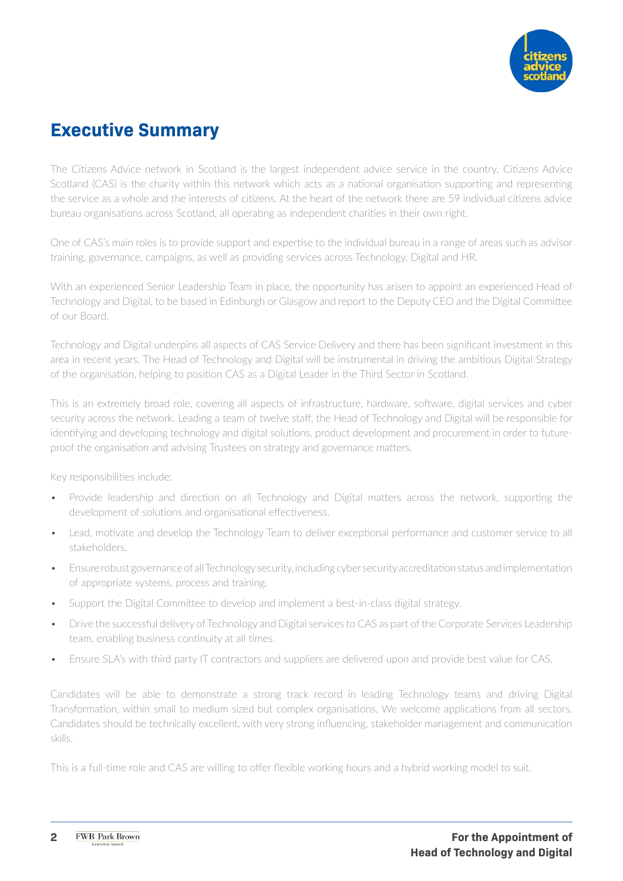# Executive Summary

The Citizens Advice network in Scotland is the largest independent advice service in the country. Citizens Advice Scotland (CAS) is the charity within this network which acts as a national organisation supporting and representing the service as a whole and the interests of citizens. At the heart of the network there are 59 individual citizens advice bureau organisations across Scotland, all operating as independent charities in their own right.

One of CAS's main roles is to provide support and expertise to the individual bureau in a range of areas such as advisor training, governance, campaigns, as well as providing services across Technology, Digital and HR.

With an experienced Senior Leadership Team in place, the opportunity has arisen to appoint an experienced Head of Technology and Digital, to be based in Edinburgh or Glasgow and report to the Deputy CEO and the Digital Committee of our Board.

Technology and Digital underpins all aspects of CAS Service Delivery and there has been significant investment in this area in recent years. The Head of Technology and Digital will be instrumental in driving the ambitious Digital Strategy of the organisation, helping to position CAS as a Digital Leader in the Third Sector in Scotland.

This is an extremely broad role, covering all aspects of infrastructure, hardware, software, digital services and cyber security across the network. Leading a team of twelve staff, the Head of Technology and Digital will be responsible for identifying and developing technology and digital solutions, product development and procurement in order to future-proof the organisation and advising Trustees on strategy and governance matters.

Key responsibilities include:

- Provide leadership and direction on all Technology and Digital matters across the network, supporting the development of solutions and organisational effectiveness.
- Lead, motivate and develop the Technology Team to deliver exceptional performance and customer service to all stakeholders.
- Ensure robust governance of all Technology security, including cyber security accreditation status and implementation of appropriate systems, process and training.
- Support the Digital Committee to develop and implement a best-in-class digital strategy.
- Drive the successful delivery of Technology and Digital services to CAS as part of the Corporate Services Leadership team, enabling business continuity at all times.
- Ensure SLA's with third party IT contractors and suppliers are delivered upon and provide best value for CAS.

Candidates will be able to demonstrate a strong track record in leading Technology teams and driving Digital Transformation, within small to medium sized but complex organisations. We welcome applications from all sectors. Candidates should be technically excellent, with very strong influencing, stakeholder management and communication skills.

This is a full-time role and CAS are willing to offer flexible working hours and a hybrid working model to suit.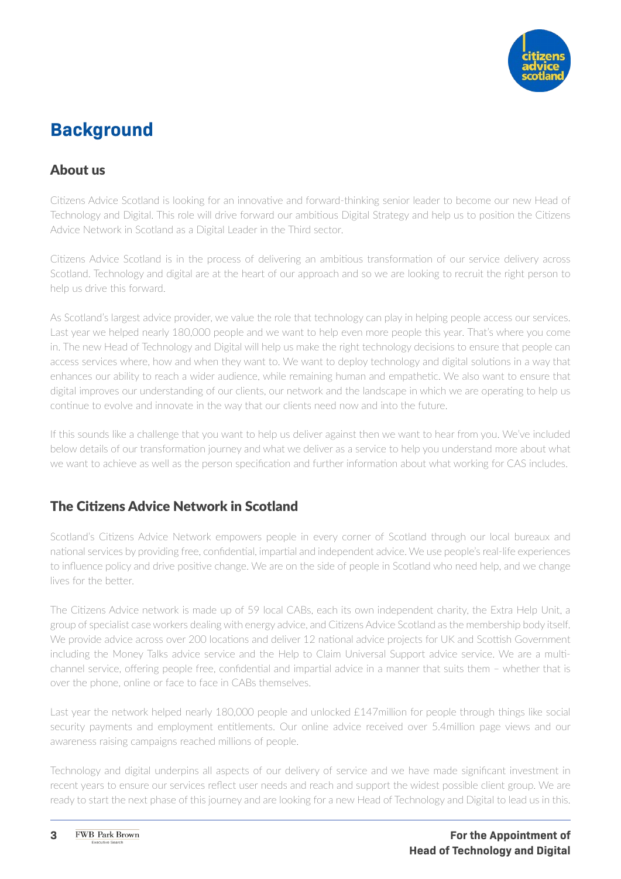# Background

## About us

Citizens Advice Scotland is looking for an innovative and forward-thinking senior leader to become our new Head of Technology and Digital. This role will drive forward our ambitious Digital Strategy and help us to position the Citizens Advice Network in Scotland as a Digital Leader in the Third sector.

Citizens Advice Scotland is in the process of delivering an ambitious transformation of our service delivery across Scotland. Technology and digital are at the heart of our approach and so we are looking to recruit the right person to help us drive this forward.

As Scotland's largest advice provider, we value the role that technology can play in helping people access our services. Last year we helped nearly 180,000 people and we want to help even more people this year. That's where you come in. The new Head of Technology and Digital will help us make the right technology decisions to ensure that people can access services where, how and when they want to. We want to deploy technology and digital solutions in a way that enhances our ability to reach a wider audience, while remaining human and empathetic. We also want to ensure that digital improves our understanding of our clients, our network and the landscape in which we are operating to help us continue to evolve and innovate in the way that our clients need now and into the future.

If this sounds like a challenge that you want to help us deliver against then we want to hear from you. We've included below details of our transformation journey and what we deliver as a service to help you understand more about what we want to achieve as well as the person specification and further information about what working for CAS includes.

## The Citizens Advice Network in Scotland

Scotland's Citizens Advice Network empowers people in every corner of Scotland through our local bureaux and national services by providing free, confidential, impartial and independent advice. We use people's real-life experiences to influence policy and drive positive change. We are on the side of people in Scotland who need help, and we change lives for the better.

The Citizens Advice network is made up of 59 local CABs, each its own independent charity, the Extra Help Unit, a group of specialist case workers dealing with energy advice, and Citizens Advice Scotland as the membership body itself. We provide advice across over 200 locations and deliver 12 national advice projects for UK and Scottish Government including the Money Talks advice service and the Help to Claim Universal Support advice service. We are a multi-channel service, offering people free, confidential and impartial advice in a manner that suits them – whether that is over the phone, online or face to face in CABs themselves.

Last year the network helped nearly 180,000 people and unlocked £147million for people through things like social security payments and employment entitlements. Our online advice received over 5.4million page views and our awareness raising campaigns reached millions of people.

Technology and digital underpins all aspects of our delivery of service and we have made significant investment in recent years to ensure our services reflect user needs and reach and support the widest possible client group. We are ready to start the next phase of this journey and are looking for a new Head of Technology and Digital to lead us in this.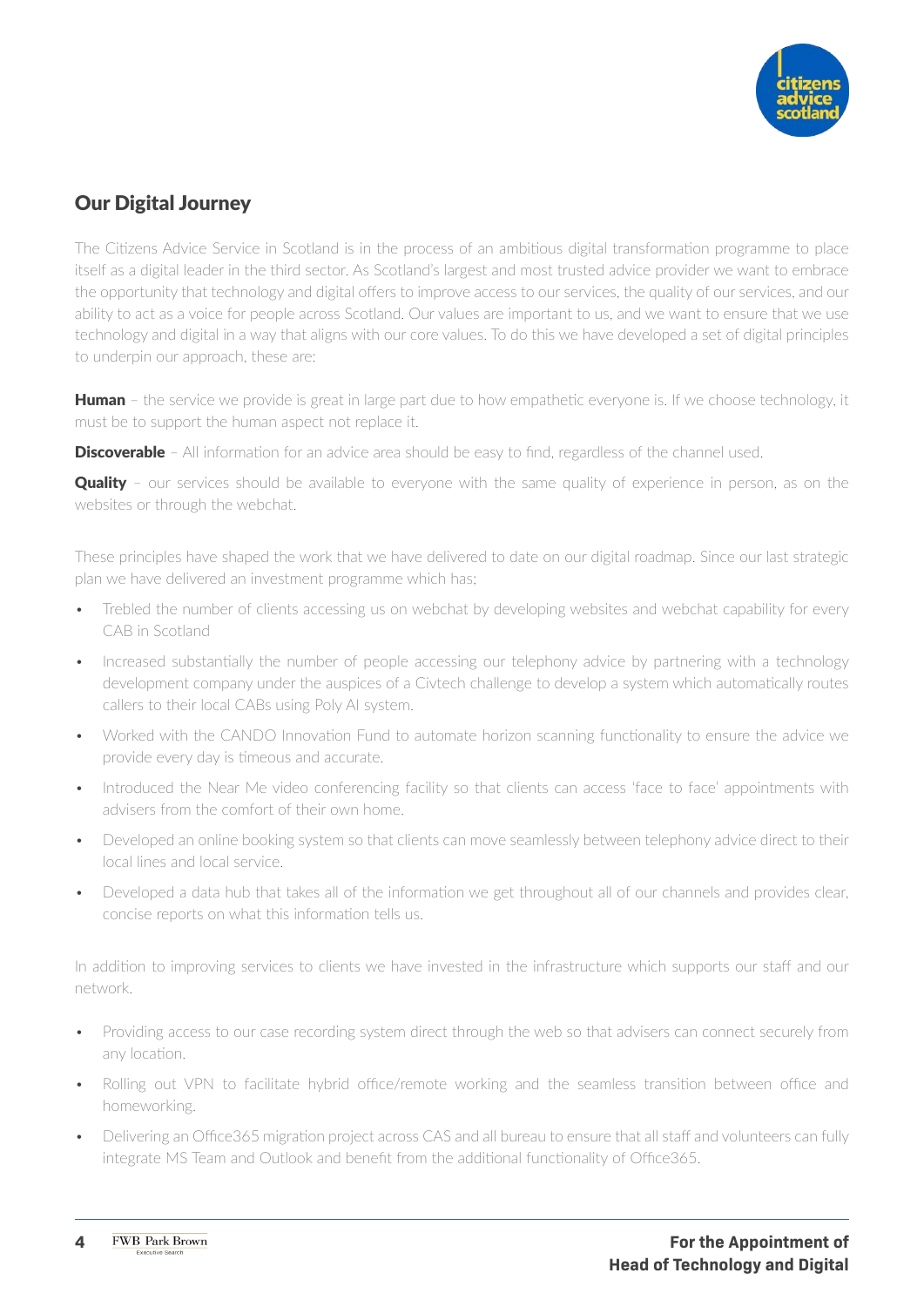## Our Digital Journey

The Citizens Advice Service in Scotland is in the process of an ambitious digital transformation programme to place itself as a digital leader in the third sector. As Scotland's largest and most trusted advice provider we want to embrace the opportunity that technology and digital offers to improve access to our services, the quality of our services, and our ability to act as a voice for people across Scotland. Our values are important to us, and we want to ensure that we use technology and digital in a way that aligns with our core values. To do this we have developed a set of digital principles to underpin our approach, these are:

**Human** – the service we provide is great in large part due to how empathetic everyone is. If we choose technology, it must be to support the human aspect not replace it.

**Discoverable** – All information for an advice area should be easy to find, regardless of the channel used.

**Quality** – our services should be available to everyone with the same quality of experience in person, as on the websites or through the webchat.

These principles have shaped the work that we have delivered to date on our digital roadmap. Since our last strategic plan we have delivered an investment programme which has:

- Trebled the number of clients accessing us on webchat by developing websites and webchat capability for every CAB in Scotland
- Increased substantially the number of people accessing our telephony advice by partnering with a technology development company under the auspices of a Civtech challenge to develop a system which automatically routes callers to their local CABs using Poly AI system.
- Worked with the CANDO Innovation Fund to automate horizon scanning functionality to ensure the advice we provide every day is timeous and accurate.
- Introduced the Near Me video conferencing facility so that clients can access 'face to face' appointments with advisers from the comfort of their own home.
- Developed an online booking system so that clients can move seamlessly between telephony advice direct to their local lines and local service.
- Developed a data hub that takes all of the information we get throughout all of our channels and provides clear, concise reports on what this information tells us.

In addition to improving services to clients we have invested in the infrastructure which supports our staff and our network.

- Providing access to our case recording system direct through the web so that advisers can connect securely from any location.
- Rolling out VPN to facilitate hybrid office/remote working and the seamless transition between office and homeworking.
- Delivering an Office365 migration project across CAS and all bureau to ensure that all staff and volunteers can fully integrate MS Team and Outlook and benefit from the additional functionality of Office365.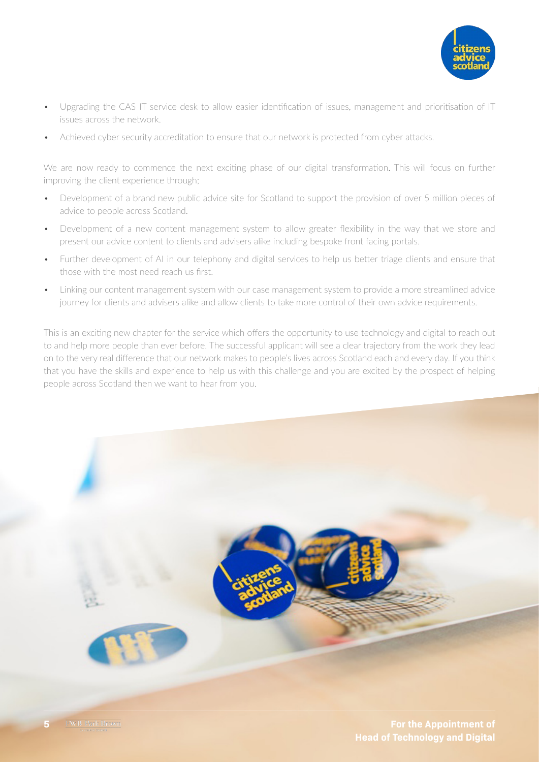- Upgrading the CAS IT service desk to allow easier identification of issues, management and prioritisation of IT issues across the network.
- Achieved cyber security accreditation to ensure that our network is protected from cyber attacks.

We are now ready to commence the next exciting phase of our digital transformation. This will focus on further improving the client experience through:

- Development of a brand new public advice site for Scotland to support the provision of over 5 million pieces of advice to people across Scotland.
- Development of a new content management system to allow greater flexibility in the way that we store and present our advice content to clients and advisers alike including bespoke front facing portals.
- Further development of AI in our telephony and digital services to help us better triage clients and ensure that those with the most need reach us first.
- Linking our content management system with our case management system to provide a more streamlined advice journey for clients and advisers alike and allow clients to take more control of their own advice requirements.

This is an exciting new chapter for the service which offers the opportunity to use technology and digital to reach out to and help more people than ever before. The successful applicant will see a clear trajectory from the work they lead on to the very real difference that our network makes to people's lives across Scotland each and every day. If you think that you have the skills and experience to help us with this challenge and you are excited by the prospect of helping people across Scotland then we want to hear from you.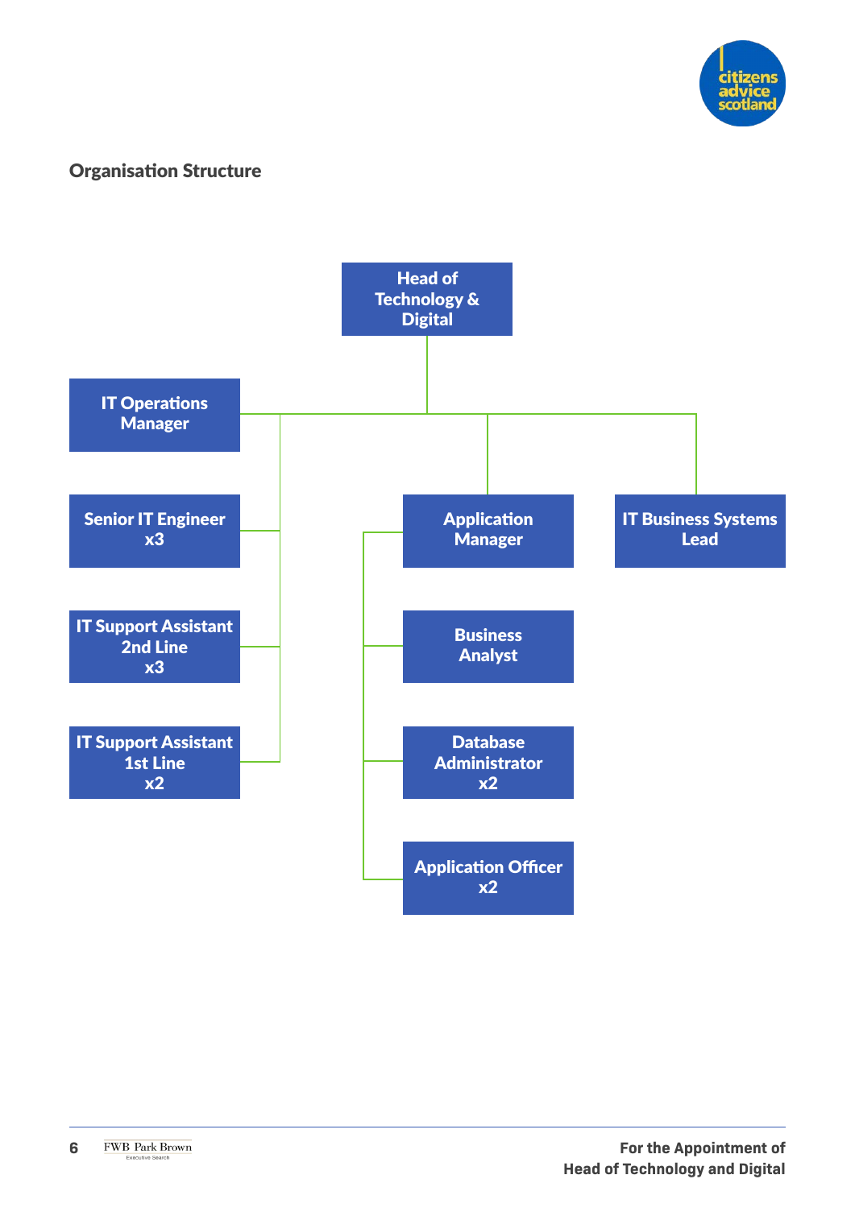## Organisation Structure

- **Head of Technology & Digital**
  - **IT Operations Manager**
    - Senior IT Engineer x3
    - IT Support Assistant 2nd Line x3
    - IT Support Assistant 1st Line x2
  - **Application Manager**
    - Business Analyst
    - Database Administrator x2
    - Application Officer x2
  - **IT Business Systems Lead**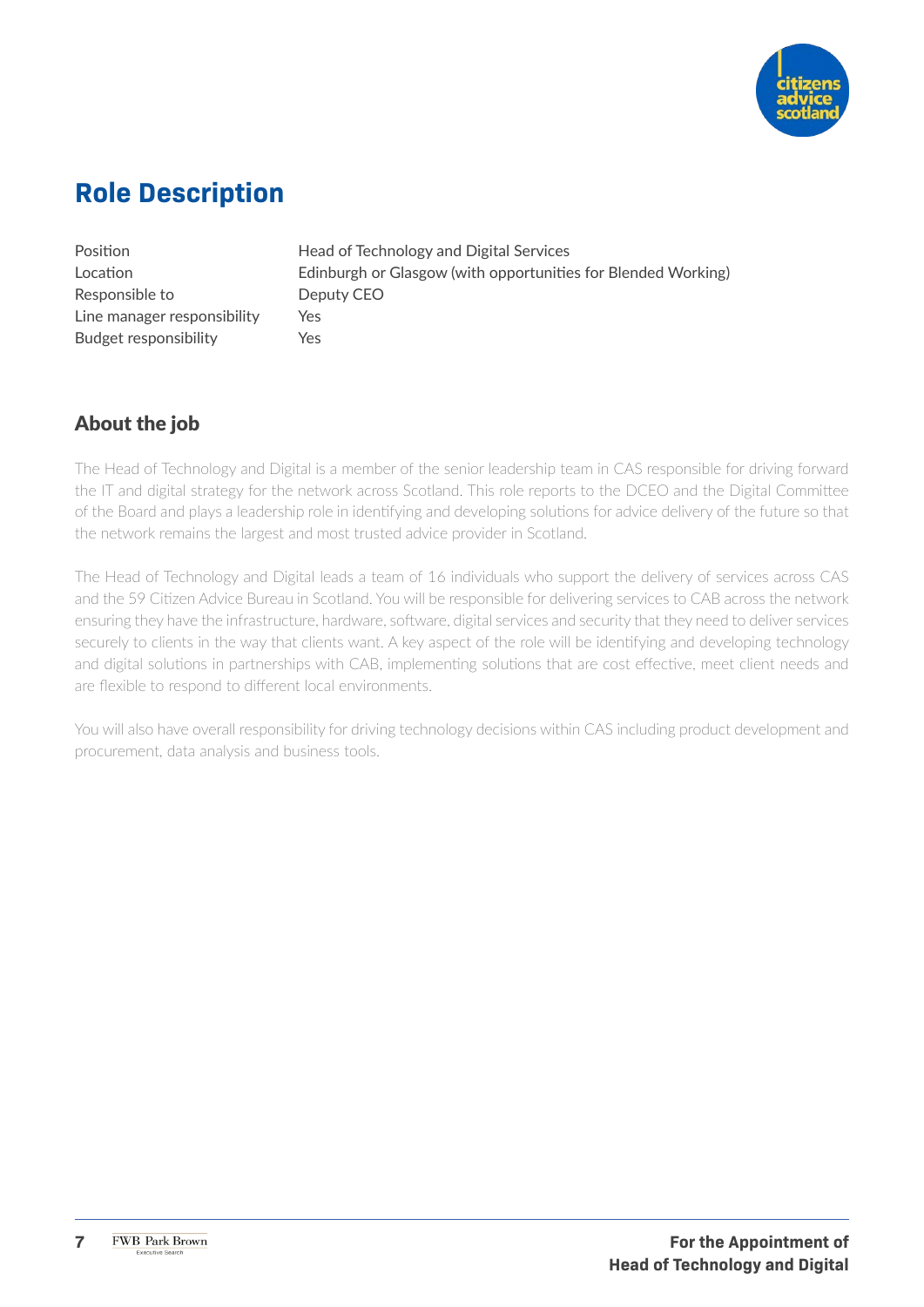# Role Description

| | |
|---|---|
| Position | Head of Technology and Digital Services |
| Location | Edinburgh or Glasgow (with opportunities for Blended Working) |
| Responsible to | Deputy CEO |
| Line manager responsibility | Yes |
| Budget responsibility | Yes |

## About the job

The Head of Technology and Digital is a member of the senior leadership team in CAS responsible for driving forward the IT and digital strategy for the network across Scotland. This role reports to the DCEO and the Digital Committee of the Board and plays a leadership role in identifying and developing solutions for advice delivery of the future so that the network remains the largest and most trusted advice provider in Scotland.

The Head of Technology and Digital leads a team of 16 individuals who support the delivery of services across CAS and the 59 Citizen Advice Bureau in Scotland. You will be responsible for delivering services to CAB across the network ensuring they have the infrastructure, hardware, software, digital services and security that they need to deliver services securely to clients in the way that clients want. A key aspect of the role will be identifying and developing technology and digital solutions in partnerships with CAB, implementing solutions that are cost effective, meet client needs and are flexible to respond to different local environments.

You will also have overall responsibility for driving technology decisions within CAS including product development and procurement, data analysis and business tools.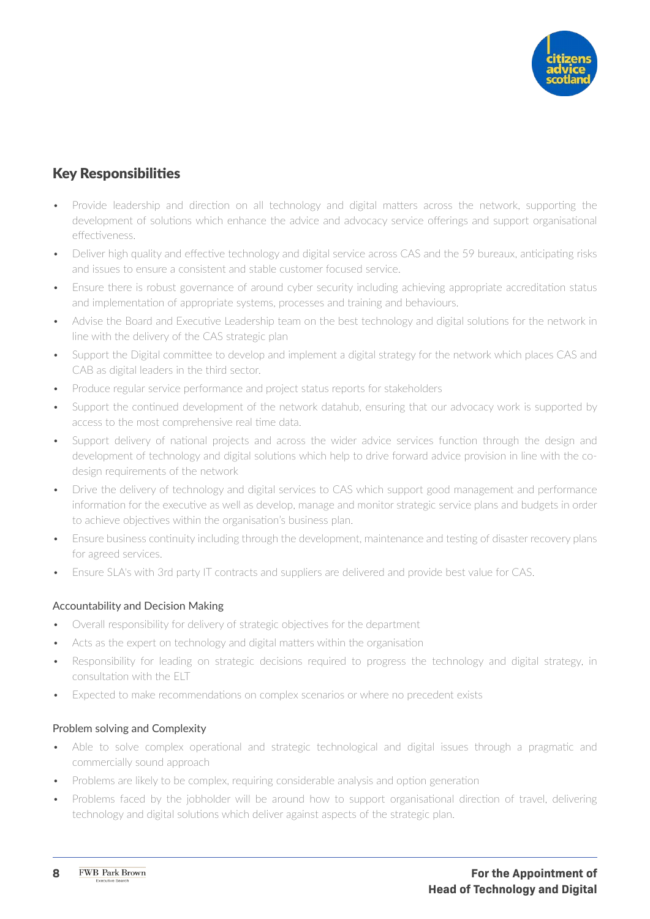## Key Responsibilities

- Provide leadership and direction on all technology and digital matters across the network, supporting the development of solutions which enhance the advice and advocacy service offerings and support organisational effectiveness.
- Deliver high quality and effective technology and digital service across CAS and the 59 bureaux, anticipating risks and issues to ensure a consistent and stable customer focused service.
- Ensure there is robust governance of around cyber security including achieving appropriate accreditation status and implementation of appropriate systems, processes and training and behaviours.
- Advise the Board and Executive Leadership team on the best technology and digital solutions for the network in line with the delivery of the CAS strategic plan
- Support the Digital committee to develop and implement a digital strategy for the network which places CAS and CAB as digital leaders in the third sector.
- Produce regular service performance and project status reports for stakeholders
- Support the continued development of the network datahub, ensuring that our advocacy work is supported by access to the most comprehensive real time data.
- Support delivery of national projects and across the wider advice services function through the design and development of technology and digital solutions which help to drive forward advice provision in line with the co-design requirements of the network
- Drive the delivery of technology and digital services to CAS which support good management and performance information for the executive as well as develop, manage and monitor strategic service plans and budgets in order to achieve objectives within the organisation's business plan.
- Ensure business continuity including through the development, maintenance and testing of disaster recovery plans for agreed services.
- Ensure SLA's with 3rd party IT contracts and suppliers are delivered and provide best value for CAS.

### Accountability and Decision Making

- Overall responsibility for delivery of strategic objectives for the department
- Acts as the expert on technology and digital matters within the organisation
- Responsibility for leading on strategic decisions required to progress the technology and digital strategy, in consultation with the ELT
- Expected to make recommendations on complex scenarios or where no precedent exists

### Problem solving and Complexity

- Able to solve complex operational and strategic technological and digital issues through a pragmatic and commercially sound approach
- Problems are likely to be complex, requiring considerable analysis and option generation
- Problems faced by the jobholder will be around how to support organisational direction of travel, delivering technology and digital solutions which deliver against aspects of the strategic plan.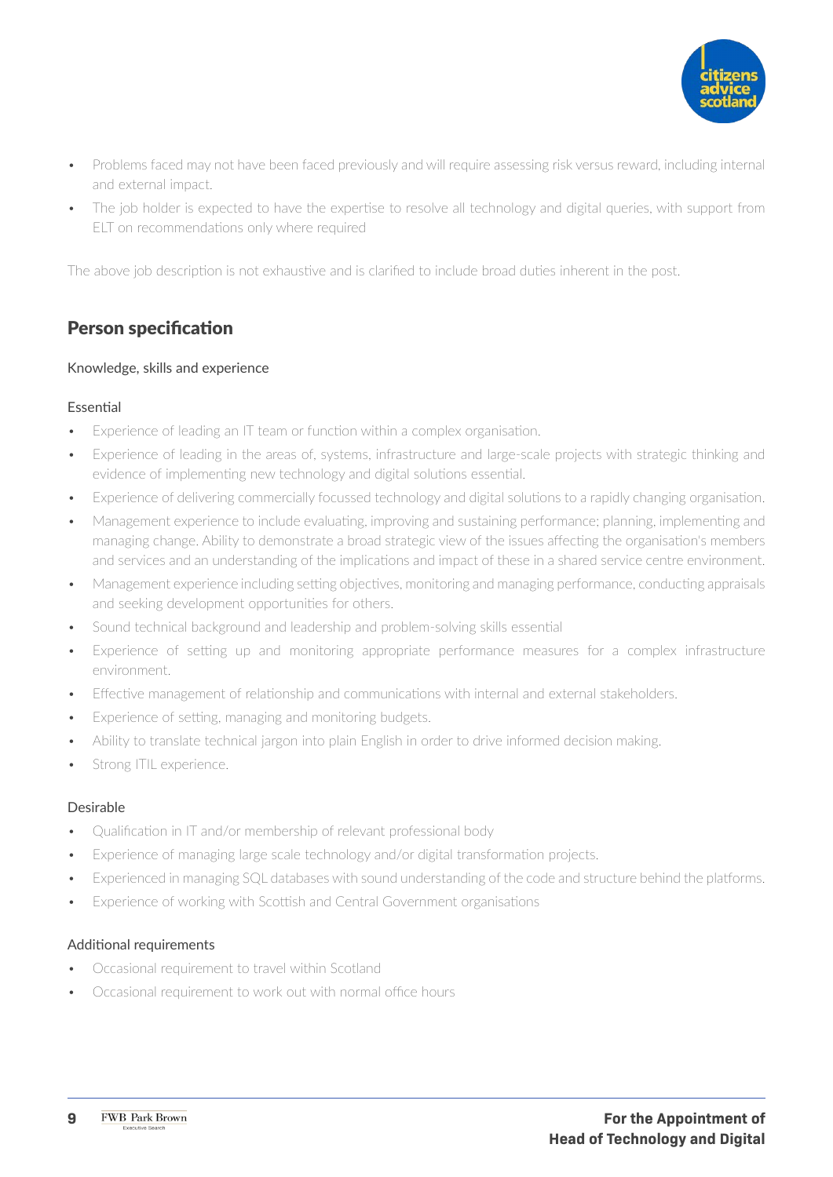- Problems faced may not have been faced previously and will require assessing risk versus reward, including internal and external impact.
- The job holder is expected to have the expertise to resolve all technology and digital queries, with support from ELT on recommendations only where required

The above job description is not exhaustive and is clarified to include broad duties inherent in the post.

## Person specification

Knowledge, skills and experience

Essential

- Experience of leading an IT team or function within a complex organisation.
- Experience of leading in the areas of, systems, infrastructure and large-scale projects with strategic thinking and evidence of implementing new technology and digital solutions essential.
- Experience of delivering commercially focussed technology and digital solutions to a rapidly changing organisation.
- Management experience to include evaluating, improving and sustaining performance; planning, implementing and managing change. Ability to demonstrate a broad strategic view of the issues affecting the organisation's members and services and an understanding of the implications and impact of these in a shared service centre environment.
- Management experience including setting objectives, monitoring and managing performance, conducting appraisals and seeking development opportunities for others.
- Sound technical background and leadership and problem-solving skills essential
- Experience of setting up and monitoring appropriate performance measures for a complex infrastructure environment.
- Effective management of relationship and communications with internal and external stakeholders.
- Experience of setting, managing and monitoring budgets.
- Ability to translate technical jargon into plain English in order to drive informed decision making.
- Strong ITIL experience.

Desirable

- Qualification in IT and/or membership of relevant professional body
- Experience of managing large scale technology and/or digital transformation projects.
- Experienced in managing SQL databases with sound understanding of the code and structure behind the platforms.
- Experience of working with Scottish and Central Government organisations

Additional requirements

- Occasional requirement to travel within Scotland
- Occasional requirement to work out with normal office hours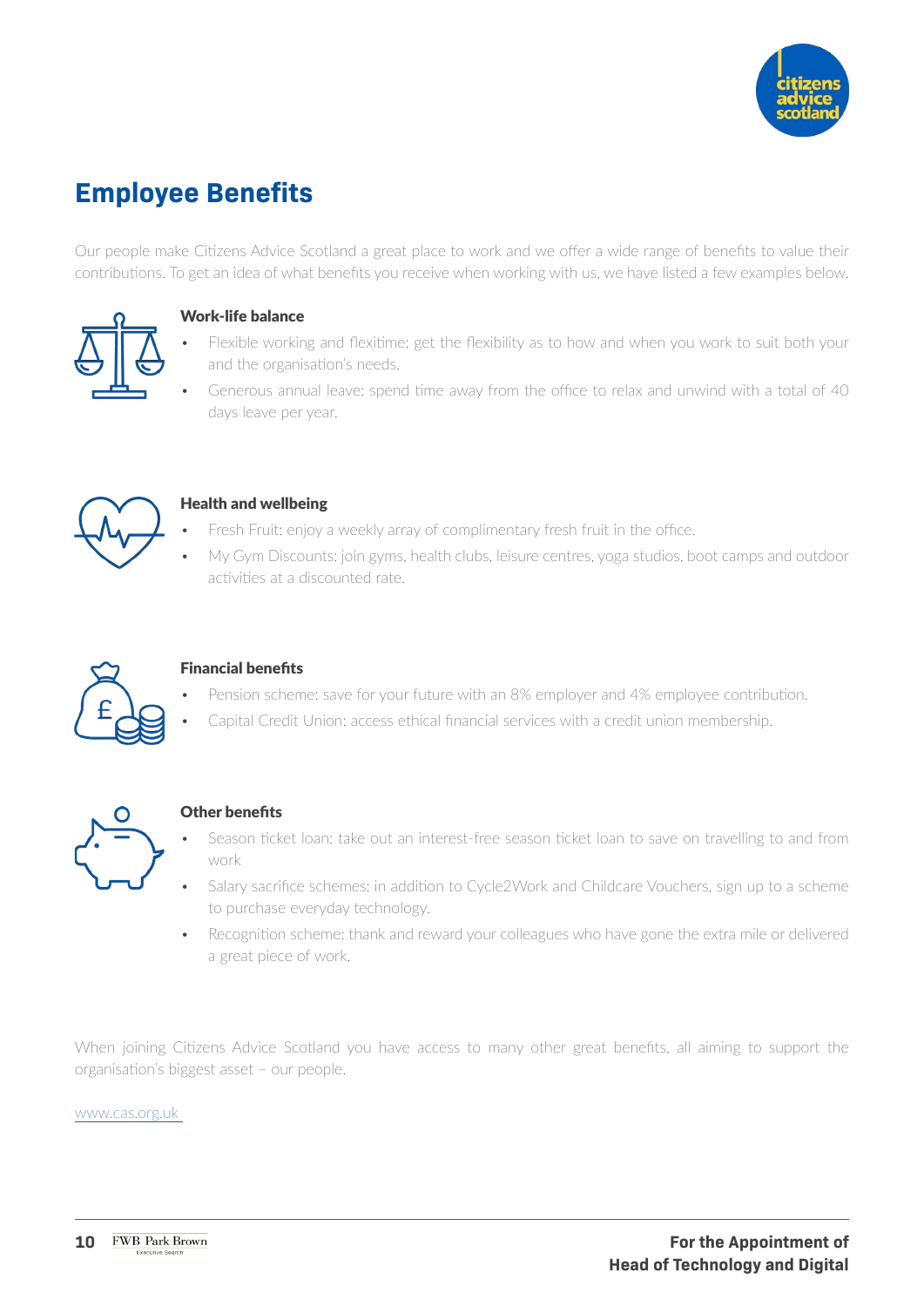# Employee Benefits

Our people make Citizens Advice Scotland a great place to work and we offer a wide range of benefits to value their contributions. To get an idea of what benefits you receive when working with us, we have listed a few examples below.

### Work-life balance

- Flexible working and flexitime: get the flexibility as to how and when you work to suit both your and the organisation's needs.
- Generous annual leave: spend time away from the office to relax and unwind with a total of 40 days leave per year.

### Health and wellbeing

- Fresh Fruit: enjoy a weekly array of complimentary fresh fruit in the office.
- My Gym Discounts: join gyms, health clubs, leisure centres, yoga studios, boot camps and outdoor activities at a discounted rate.

### Financial benefits

- Pension scheme: save for your future with an 8% employer and 4% employee contribution.
- Capital Credit Union: access ethical financial services with a credit union membership.

### Other benefits

- Season ticket loan: take out an interest-free season ticket loan to save on travelling to and from work
- Salary sacrifice schemes: in addition to Cycle2Work and Childcare Vouchers, sign up to a scheme to purchase everyday technology.
- Recognition scheme: thank and reward your colleagues who have gone the extra mile or delivered a great piece of work.

When joining Citizens Advice Scotland you have access to many other great benefits, all aiming to support the organisation's biggest asset – our people.

www.cas.org.uk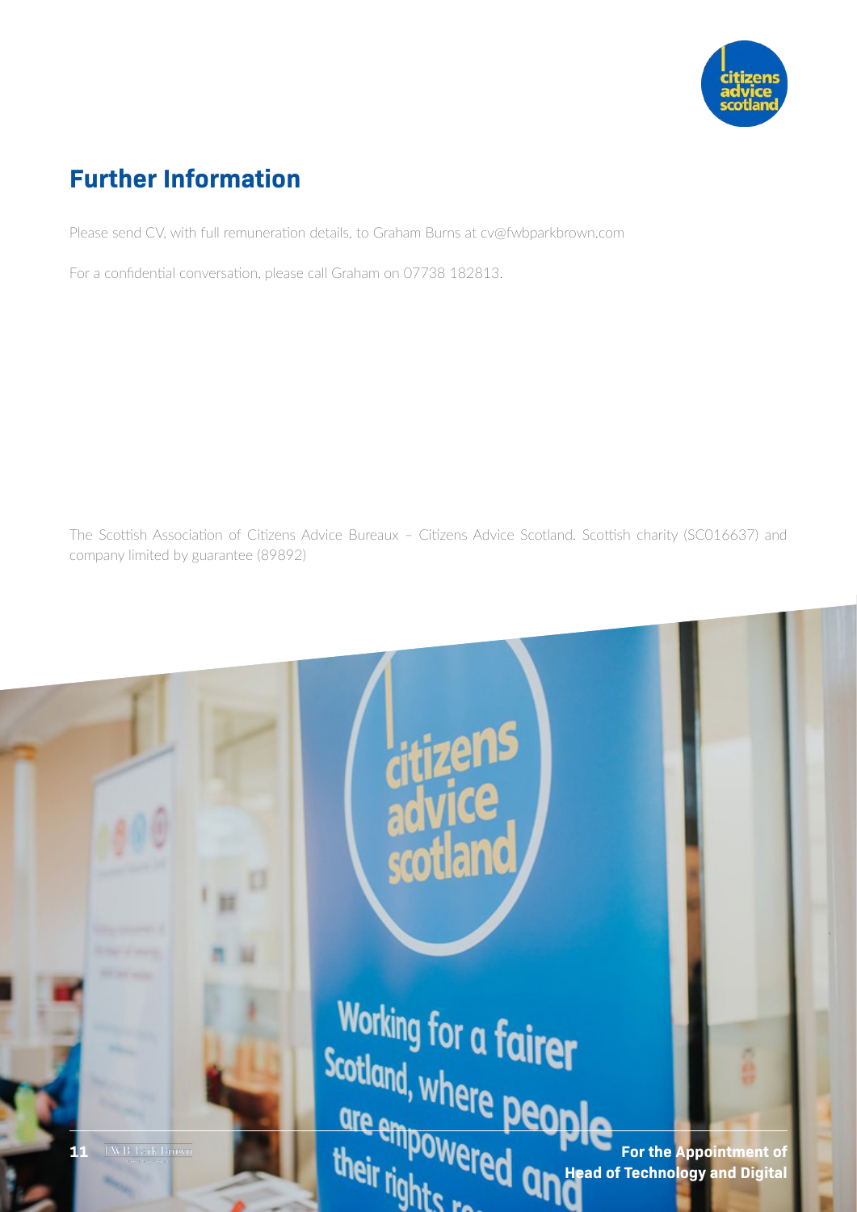## Further Information

Please send CV, with full remuneration details, to Graham Burns at cv@fwbparkbrown.com

For a confidential conversation, please call Graham on 07738 182813.

The Scottish Association of Citizens Advice Bureaux – Citizens Advice Scotland. Scottish charity (SC016637) and company limited by guarantee (89892)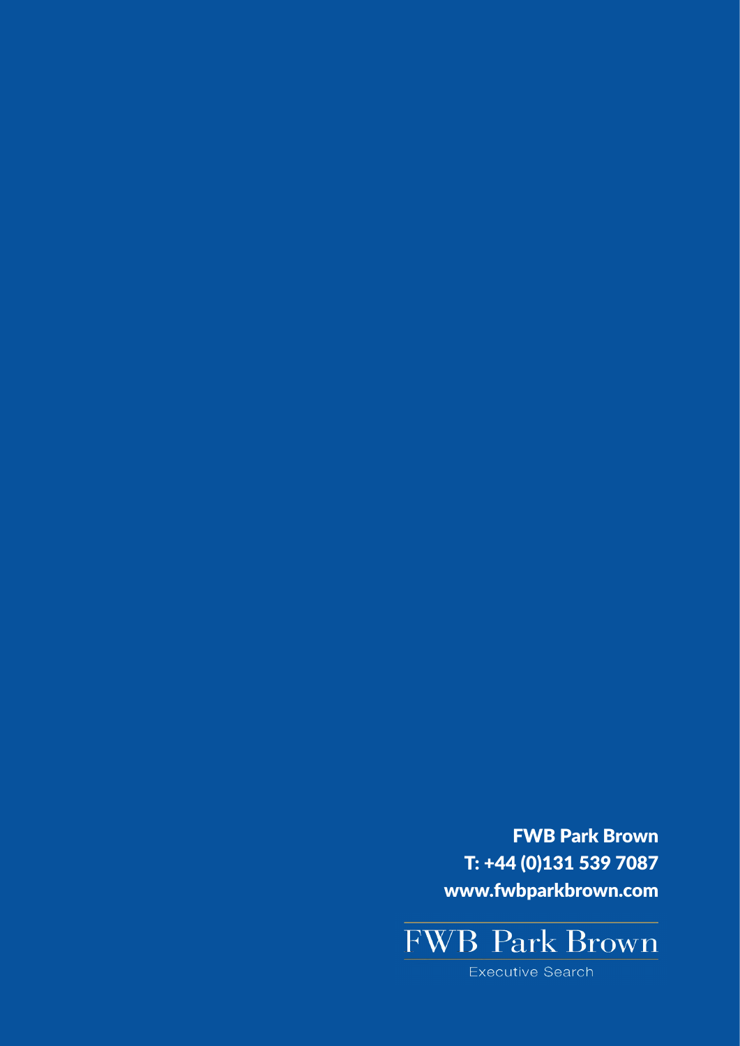**FWB Park Brown**
**T: +44 (0)131 539 7087**
**www.fwbparkbrown.com**

FWB Park Brown

Executive Search